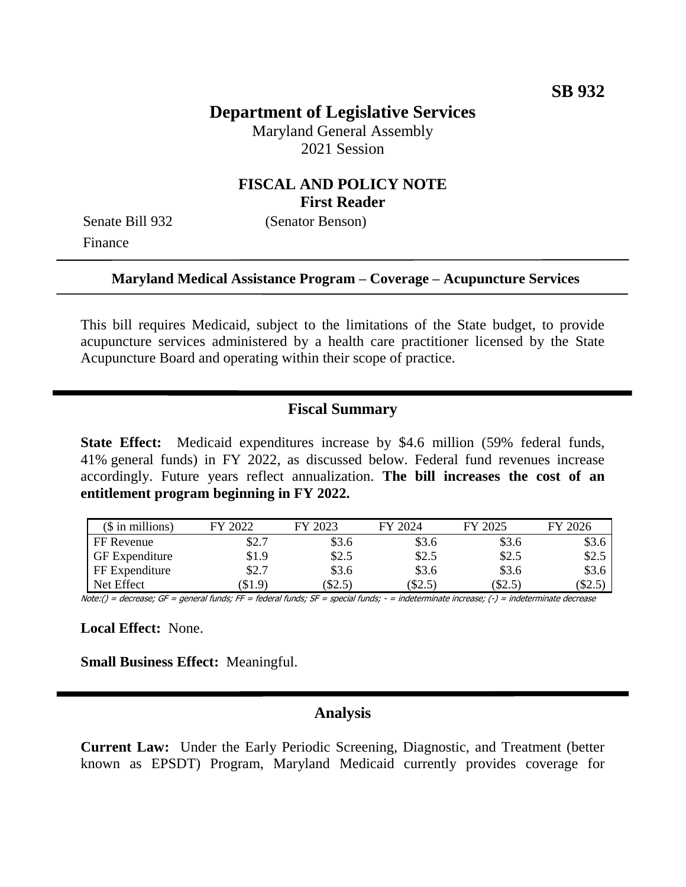**SB 932**

# Department of Legislative Services

Maryland General Assembly
2021 Session

## FISCAL AND POLICY NOTE
**First Reader**

Senate Bill 932 (Senator Benson)
Finance

---

**Maryland Medical Assistance Program – Coverage – Acupuncture Services**

---

This bill requires Medicaid, subject to the limitations of the State budget, to provide acupuncture services administered by a health care practitioner licensed by the State Acupuncture Board and operating within their scope of practice.

---

## Fiscal Summary

**State Effect:** Medicaid expenditures increase by $4.6 million (59% federal funds, 41% general funds) in FY 2022, as discussed below. Federal fund revenues increase accordingly. Future years reflect annualization. **The bill increases the cost of an entitlement program beginning in FY 2022.**

| ($ in millions) | FY 2022 | FY 2023 | FY 2024 | FY 2025 | FY 2026 |
|---|---|---|---|---|---|
| FF Revenue | $2.7 | $3.6 | $3.6 | $3.6 | $3.6 |
| GF Expenditure | $1.9 | $2.5 | $2.5 | $2.5 | $2.5 |
| FF Expenditure | $2.7 | $3.6 | $3.6 | $3.6 | $3.6 |
| Net Effect | ($1.9) | ($2.5) | ($2.5) | ($2.5) | ($2.5) |

Note:() = decrease; GF = general funds; FF = federal funds; SF = special funds; - = indeterminate increase; (-) = indeterminate decrease

**Local Effect:** None.

**Small Business Effect:** Meaningful.

---

## Analysis

**Current Law:** Under the Early Periodic Screening, Diagnostic, and Treatment (better known as EPSDT) Program, Maryland Medicaid currently provides coverage for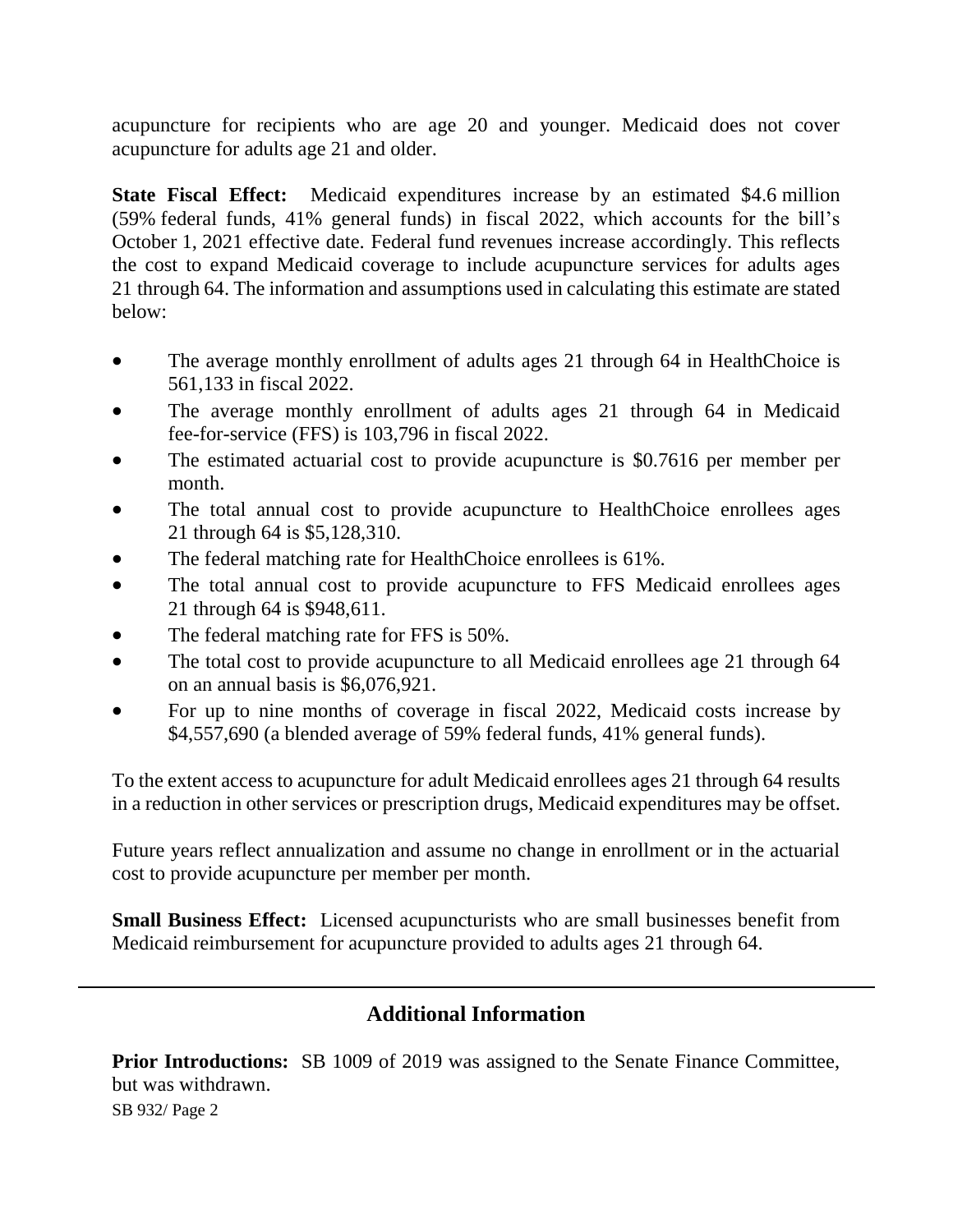acupuncture for recipients who are age 20 and younger. Medicaid does not cover acupuncture for adults age 21 and older.

**State Fiscal Effect:** Medicaid expenditures increase by an estimated $4.6 million (59% federal funds, 41% general funds) in fiscal 2022, which accounts for the bill's October 1, 2021 effective date. Federal fund revenues increase accordingly. This reflects the cost to expand Medicaid coverage to include acupuncture services for adults ages 21 through 64. The information and assumptions used in calculating this estimate are stated below:

- The average monthly enrollment of adults ages 21 through 64 in HealthChoice is 561,133 in fiscal 2022.
- The average monthly enrollment of adults ages 21 through 64 in Medicaid fee-for-service (FFS) is 103,796 in fiscal 2022.
- The estimated actuarial cost to provide acupuncture is $0.7616 per member per month.
- The total annual cost to provide acupuncture to HealthChoice enrollees ages 21 through 64 is $5,128,310.
- The federal matching rate for HealthChoice enrollees is 61%.
- The total annual cost to provide acupuncture to FFS Medicaid enrollees ages 21 through 64 is $948,611.
- The federal matching rate for FFS is 50%.
- The total cost to provide acupuncture to all Medicaid enrollees age 21 through 64 on an annual basis is $6,076,921.
- For up to nine months of coverage in fiscal 2022, Medicaid costs increase by $4,557,690 (a blended average of 59% federal funds, 41% general funds).

To the extent access to acupuncture for adult Medicaid enrollees ages 21 through 64 results in a reduction in other services or prescription drugs, Medicaid expenditures may be offset.

Future years reflect annualization and assume no change in enrollment or in the actuarial cost to provide acupuncture per member per month.

**Small Business Effect:** Licensed acupuncturists who are small businesses benefit from Medicaid reimbursement for acupuncture provided to adults ages 21 through 64.

## Additional Information

**Prior Introductions:** SB 1009 of 2019 was assigned to the Senate Finance Committee, but was withdrawn.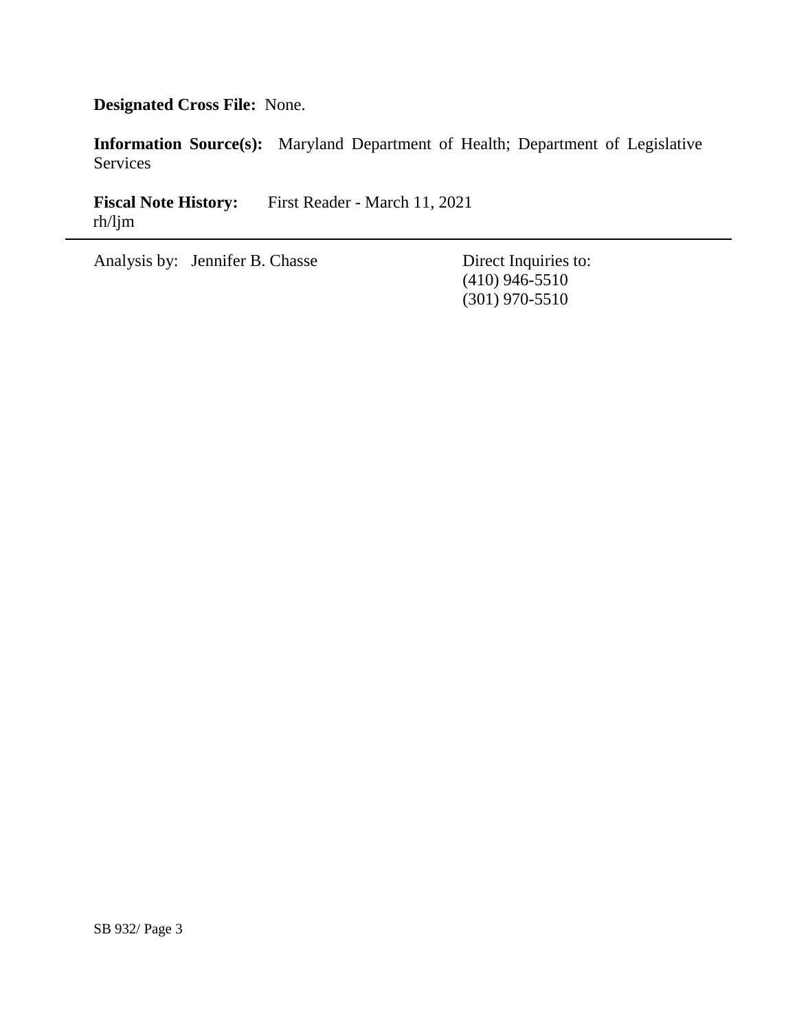**Designated Cross File:** None.

**Information Source(s):** Maryland Department of Health; Department of Legislative Services

**Fiscal Note History:** First Reader - March 11, 2021
rh/ljm

---

Analysis by: Jennifer B. Chasse

Direct Inquiries to:
(410) 946-5510
(301) 970-5510